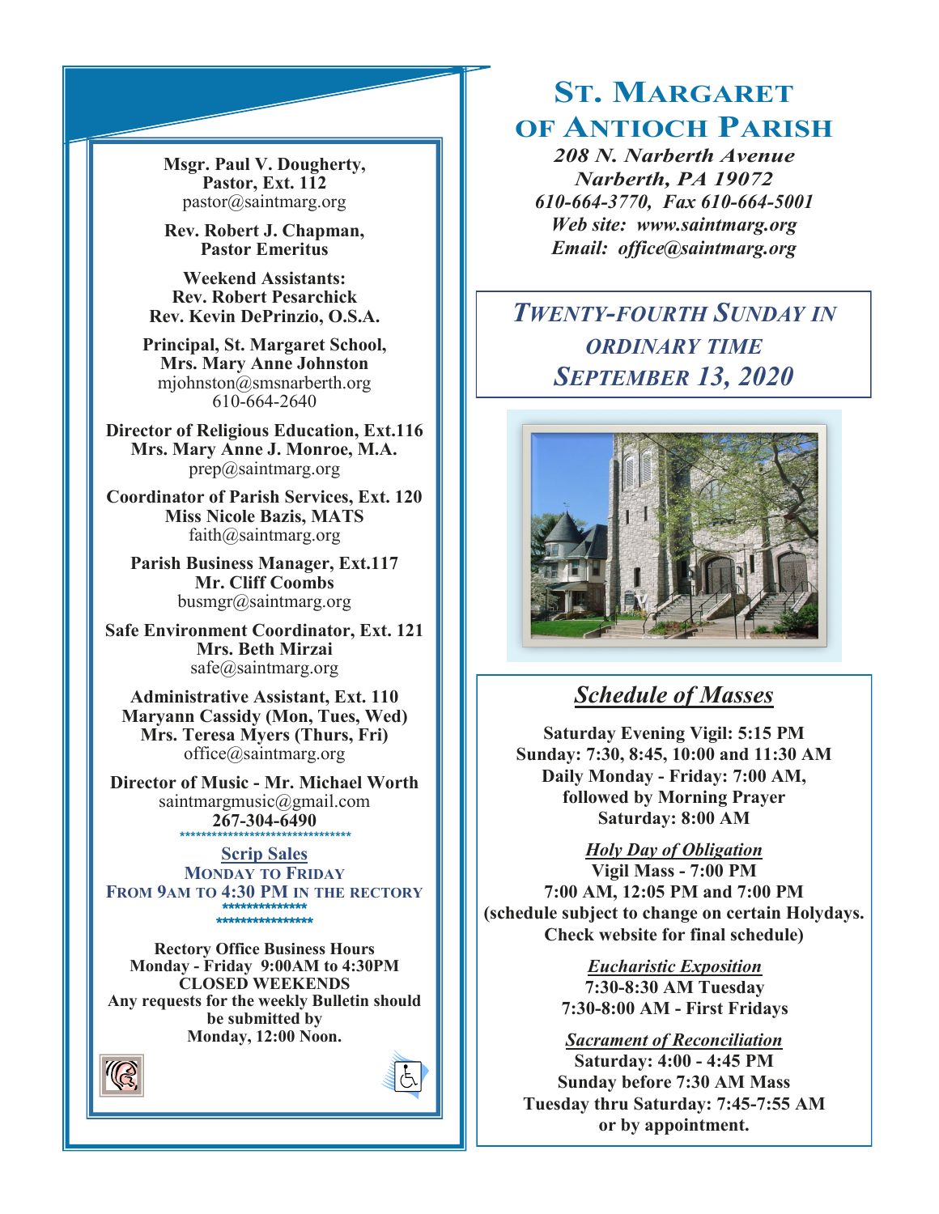# St. Margaret of Antioch Parish

*208 N. Narberth Avenue*
*Narberth, PA 19072*
*610-664-3770, Fax 610-664-5001*
*Web site: www.saintmarg.org*
*Email: office@saintmarg.org*

## *Twenty-fourth Sunday in Ordinary Time*
## *September 13, 2020*

**Msgr. Paul V. Dougherty, Pastor, Ext. 112**
pastor@saintmarg.org

**Rev. Robert J. Chapman, Pastor Emeritus**

**Weekend Assistants:**
**Rev. Robert Pesarchick**
**Rev. Kevin DePrinzio, O.S.A.**

**Principal, St. Margaret School, Mrs. Mary Anne Johnston**
mjohnston@smsnarberth.org
610-664-2640

**Director of Religious Education, Ext.116**
**Mrs. Mary Anne J. Monroe, M.A.**
prep@saintmarg.org

**Coordinator of Parish Services, Ext. 120**
**Miss Nicole Bazis, MATS**
faith@saintmarg.org

**Parish Business Manager, Ext.117**
**Mr. Cliff Coombs**
busmgr@saintmarg.org

**Safe Environment Coordinator, Ext. 121**
**Mrs. Beth Mirzai**
safe@saintmarg.org

**Administrative Assistant, Ext. 110**
**Maryann Cassidy (Mon, Tues, Wed)**
**Mrs. Teresa Myers (Thurs, Fri)**
office@saintmarg.org

**Director of Music - Mr. Michael Worth**
saintmargmusic@gmail.com
**267-304-6490**

********************************

**Scrip Sales**
**Monday to Friday**
**From 9AM to 4:30 PM in the Rectory**

***************
****************

**Rectory Office Business Hours**
**Monday - Friday 9:00AM to 4:30PM**
**CLOSED WEEKENDS**
**Any requests for the weekly Bulletin should be submitted by Monday, 12:00 Noon.**

## *Schedule of Masses*

**Saturday Evening Vigil: 5:15 PM**
**Sunday: 7:30, 8:45, 10:00 and 11:30 AM**
**Daily Monday - Friday: 7:00 AM, followed by Morning Prayer**
**Saturday: 8:00 AM**

***Holy Day of Obligation***
**Vigil Mass - 7:00 PM**
**7:00 AM, 12:05 PM and 7:00 PM**
**(schedule subject to change on certain Holydays. Check website for final schedule)**

***Eucharistic Exposition***
**7:30-8:30 AM Tuesday**
**7:30-8:00 AM - First Fridays**

***Sacrament of Reconciliation***
**Saturday: 4:00 - 4:45 PM**
**Sunday before 7:30 AM Mass**
**Tuesday thru Saturday: 7:45-7:55 AM**
**or by appointment.**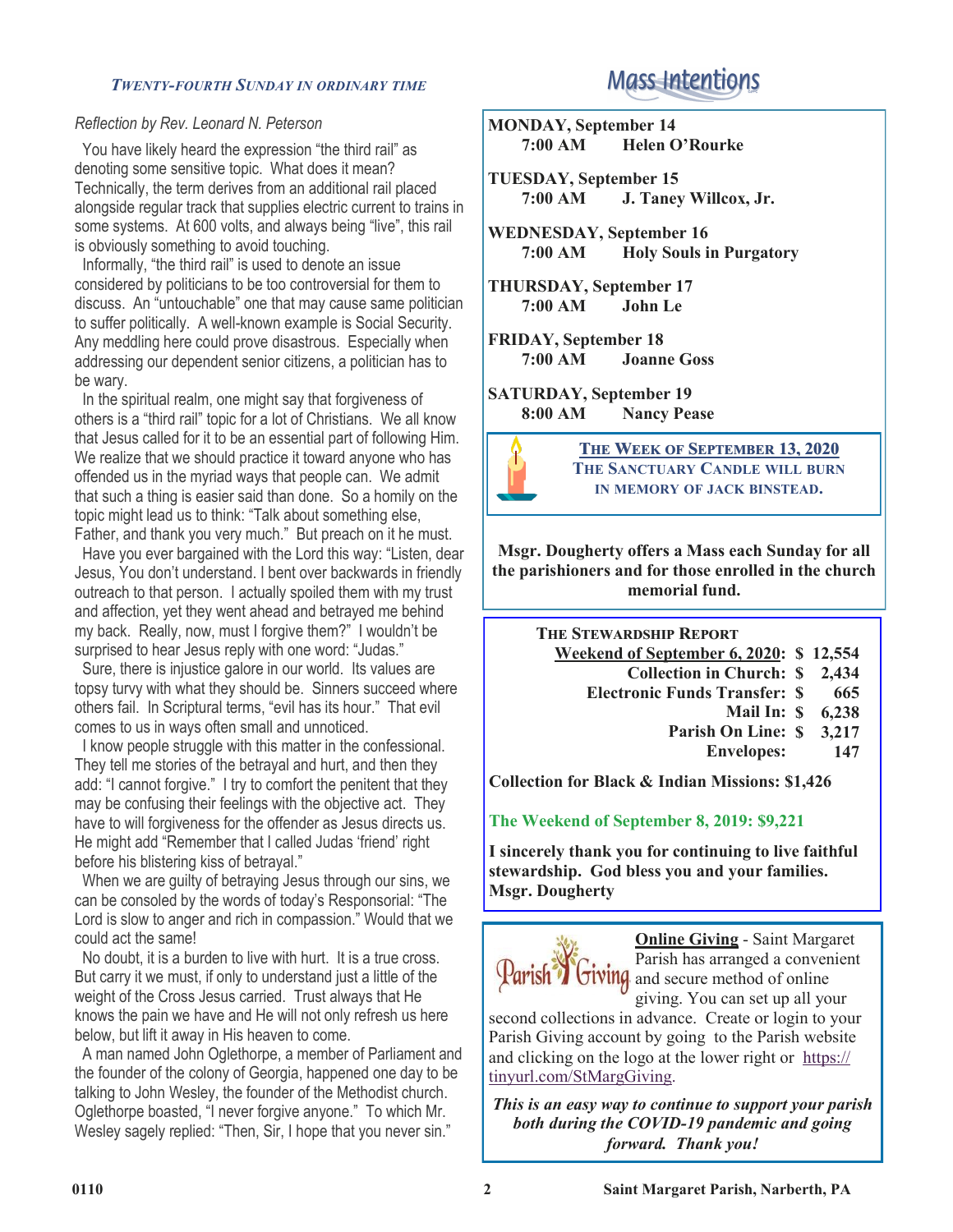### *TWENTY-FOURTH SUNDAY IN ORDINARY TIME*

*Reflection by Rev. Leonard N. Peterson*

You have likely heard the expression "the third rail" as denoting some sensitive topic. What does it mean? Technically, the term derives from an additional rail placed alongside regular track that supplies electric current to trains in some systems. At 600 volts, and always being "live", this rail is obviously something to avoid touching.

Informally, "the third rail" is used to denote an issue considered by politicians to be too controversial for them to discuss. An "untouchable" one that may cause same politician to suffer politically. A well-known example is Social Security. Any meddling here could prove disastrous. Especially when addressing our dependent senior citizens, a politician has to be wary.

In the spiritual realm, one might say that forgiveness of others is a "third rail" topic for a lot of Christians. We all know that Jesus called for it to be an essential part of following Him. We realize that we should practice it toward anyone who has offended us in the myriad ways that people can. We admit that such a thing is easier said than done. So a homily on the topic might lead us to think: "Talk about something else, Father, and thank you very much." But preach on it he must.

Have you ever bargained with the Lord this way: "Listen, dear Jesus, You don't understand. I bent over backwards in friendly outreach to that person. I actually spoiled them with my trust and affection, yet they went ahead and betrayed me behind my back. Really, now, must I forgive them?" I wouldn't be surprised to hear Jesus reply with one word: "Judas."

Sure, there is injustice galore in our world. Its values are topsy turvy with what they should be. Sinners succeed where others fail. In Scriptural terms, "evil has its hour." That evil comes to us in ways often small and unnoticed.

I know people struggle with this matter in the confessional. They tell me stories of the betrayal and hurt, and then they add: "I cannot forgive." I try to comfort the penitent that they may be confusing their feelings with the objective act. They have to will forgiveness for the offender as Jesus directs us. He might add "Remember that I called Judas 'friend' right before his blistering kiss of betrayal."

When we are guilty of betraying Jesus through our sins, we can be consoled by the words of today's Responsorial: "The Lord is slow to anger and rich in compassion." Would that we could act the same!

No doubt, it is a burden to live with hurt. It is a true cross. But carry it we must, if only to understand just a little of the weight of the Cross Jesus carried. Trust always that He knows the pain we have and He will not only refresh us here below, but lift it away in His heaven to come.

A man named John Oglethorpe, a member of Parliament and the founder of the colony of Georgia, happened one day to be talking to John Wesley, the founder of the Methodist church. Oglethorpe boasted, "I never forgive anyone." To which Mr. Wesley sagely replied: "Then, Sir, I hope that you never sin."

## Mass Intentions

**MONDAY, September 14**
**7:00 AM Helen O'Rourke**

**TUESDAY, September 15**
**7:00 AM J. Taney Willcox, Jr.**

**WEDNESDAY, September 16**
**7:00 AM Holy Souls in Purgatory**

**THURSDAY, September 17**
**7:00 AM John Le**

**FRIDAY, September 18**
**7:00 AM Joanne Goss**

**SATURDAY, September 19**
**8:00 AM Nancy Pease**

**THE WEEK OF SEPTEMBER 13, 2020**
**THE SANCTUARY CANDLE WILL BURN IN MEMORY OF JACK BINSTEAD.**

**Msgr. Dougherty offers a Mass each Sunday for all the parishioners and for those enrolled in the church memorial fund.**

**THE STEWARDSHIP REPORT**

| | | |
|---|---|---|
| **Weekend of September 6, 2020:** | **$** | **12,554** |
| **Collection in Church:** | **$** | **2,434** |
| **Electronic Funds Transfer:** | **$** | **665** |
| **Mail In:** | **$** | **6,238** |
| **Parish On Line:** | **$** | **3,217** |
| **Envelopes:** | | **147** |

**Collection for Black & Indian Missions: $1,426**

**The Weekend of September 8, 2019: $9,221**

**I sincerely thank you for continuing to live faithful stewardship. God bless you and your families. Msgr. Dougherty**

**Online Giving** - Saint Margaret Parish has arranged a convenient and secure method of online giving. You can set up all your second collections in advance. Create or login to your Parish Giving account by going to the Parish website and clicking on the logo at the lower right or https://tinyurl.com/StMargGiving.

***This is an easy way to continue to support your parish both during the COVID-19 pandemic and going forward. Thank you!***

0110 Saint Margaret Parish, Narberth, PA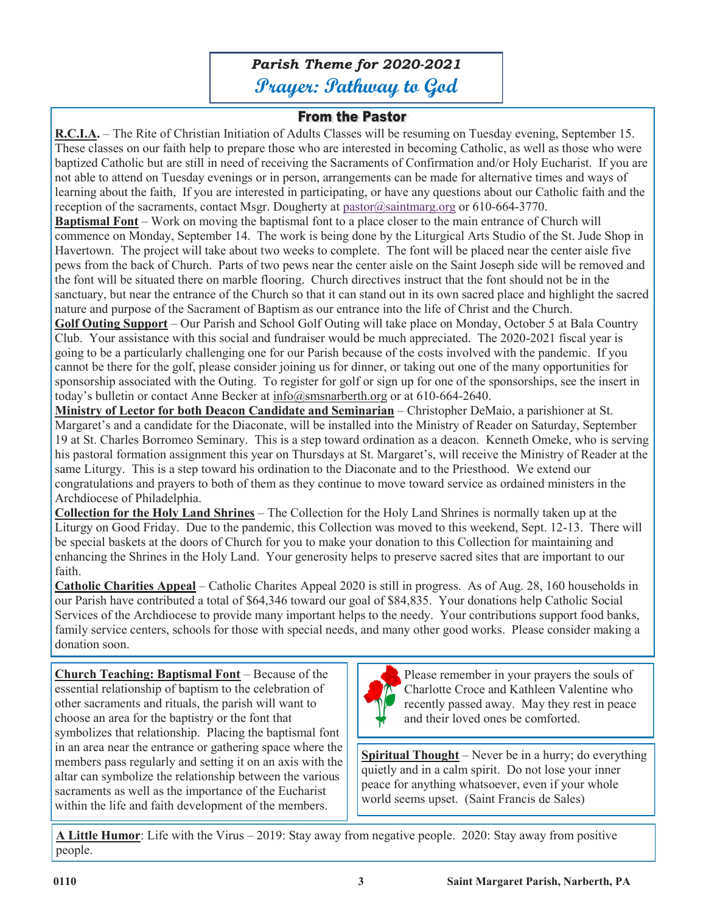## Parish Theme for 2020-2021

## Prayer: Pathway to God

### From the Pastor

**R.C.I.A.** – The Rite of Christian Initiation of Adults Classes will be resuming on Tuesday evening, September 15. These classes on our faith help to prepare those who are interested in becoming Catholic, as well as those who were baptized Catholic but are still in need of receiving the Sacraments of Confirmation and/or Holy Eucharist. If you are not able to attend on Tuesday evenings or in person, arrangements can be made for alternative times and ways of learning about the faith, If you are interested in participating, or have any questions about our Catholic faith and the reception of the sacraments, contact Msgr. Dougherty at pastor@saintmarg.org or 610-664-3770.

**Baptismal Font** – Work on moving the baptismal font to a place closer to the main entrance of Church will commence on Monday, September 14. The work is being done by the Liturgical Arts Studio of the St. Jude Shop in Havertown. The project will take about two weeks to complete. The font will be placed near the center aisle five pews from the back of Church. Parts of two pews near the center aisle on the Saint Joseph side will be removed and the font will be situated there on marble flooring. Church directives instruct that the font should not be in the sanctuary, but near the entrance of the Church so that it can stand out in its own sacred place and highlight the sacred nature and purpose of the Sacrament of Baptism as our entrance into the life of Christ and the Church.

**Golf Outing Support** – Our Parish and School Golf Outing will take place on Monday, October 5 at Bala Country Club. Your assistance with this social and fundraiser would be much appreciated. The 2020-2021 fiscal year is going to be a particularly challenging one for our Parish because of the costs involved with the pandemic. If you cannot be there for the golf, please consider joining us for dinner, or taking out one of the many opportunities for sponsorship associated with the Outing. To register for golf or sign up for one of the sponsorships, see the insert in today's bulletin or contact Anne Becker at info@smsnarberth.org or at 610-664-2640.

**Ministry of Lector for both Deacon Candidate and Seminarian** – Christopher DeMaio, a parishioner at St. Margaret's and a candidate for the Diaconate, will be installed into the Ministry of Reader on Saturday, September 19 at St. Charles Borromeo Seminary. This is a step toward ordination as a deacon. Kenneth Omeke, who is serving his pastoral formation assignment this year on Thursdays at St. Margaret's, will receive the Ministry of Reader at the same Liturgy. This is a step toward his ordination to the Diaconate and to the Priesthood. We extend our congratulations and prayers to both of them as they continue to move toward service as ordained ministers in the Archdiocese of Philadelphia.

**Collection for the Holy Land Shrines** – The Collection for the Holy Land Shrines is normally taken up at the Liturgy on Good Friday. Due to the pandemic, this Collection was moved to this weekend, Sept. 12-13. There will be special baskets at the doors of Church for you to make your donation to this Collection for maintaining and enhancing the Shrines in the Holy Land. Your generosity helps to preserve sacred sites that are important to our faith.

**Catholic Charities Appeal** – Catholic Charites Appeal 2020 is still in progress. As of Aug. 28, 160 households in our Parish have contributed a total of $64,346 toward our goal of $84,835. Your donations help Catholic Social Services of the Archdiocese to provide many important helps to the needy. Your contributions support food banks, family service centers, schools for those with special needs, and many other good works. Please consider making a donation soon.

**Church Teaching: Baptismal Font** – Because of the essential relationship of baptism to the celebration of other sacraments and rituals, the parish will want to choose an area for the baptistry or the font that symbolizes that relationship. Placing the baptismal font in an area near the entrance or gathering space where the members pass regularly and setting it on an axis with the altar can symbolize the relationship between the various sacraments as well as the importance of the Eucharist within the life and faith development of the members.

Please remember in your prayers the souls of Charlotte Croce and Kathleen Valentine who recently passed away. May they rest in peace and their loved ones be comforted.

**Spiritual Thought** – Never be in a hurry; do everything quietly and in a calm spirit. Do not lose your inner peace for anything whatsoever, even if your whole world seems upset. (Saint Francis de Sales)

**A Little Humor**: Life with the Virus – 2019: Stay away from negative people. 2020: Stay away from positive people.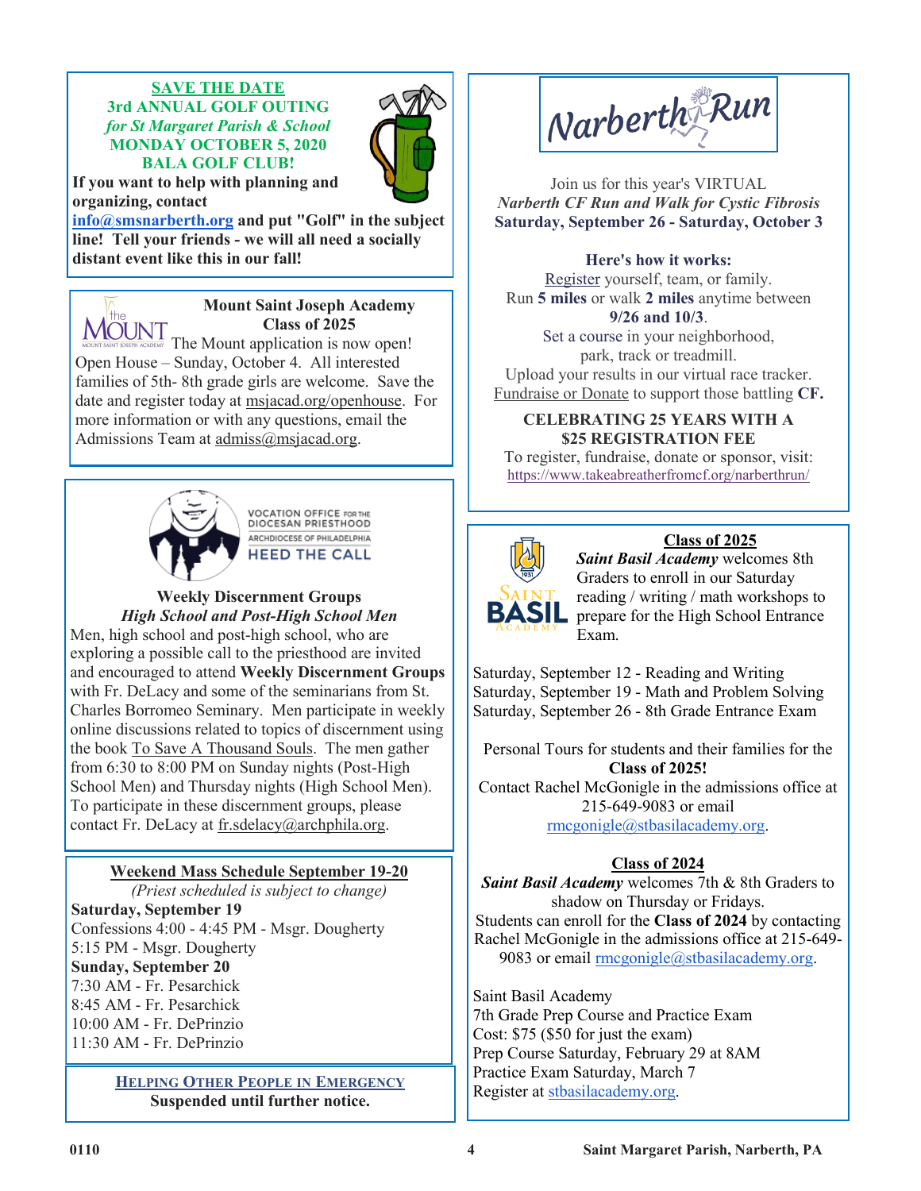## SAVE THE DATE
## 3rd ANNUAL GOLF OUTING
### *for St Margaret Parish & School*
### MONDAY OCTOBER 5, 2020
### BALA GOLF CLUB!

**If you want to help with planning and organizing, contact info@smsnarberth.org and put "Golf" in the subject line! Tell your friends - we will all need a socially distant event like this in our fall!**

---

### Mount Saint Joseph Academy Class of 2025

The Mount application is now open! Open House – Sunday, October 4. All interested families of 5th- 8th grade girls are welcome. Save the date and register today at msjacad.org/openhouse. For more information or with any questions, email the Admissions Team at admiss@msjacad.org.

---

VOCATION OFFICE FOR THE DIOCESAN PRIESTHOOD
ARCHDIOCESE OF PHILADELPHIA
HEED THE CALL

### Weekly Discernment Groups
### *High School and Post-High School Men*

Men, high school and post-high school, who are exploring a possible call to the priesthood are invited and encouraged to attend **Weekly Discernment Groups** with Fr. DeLacy and some of the seminarians from St. Charles Borromeo Seminary. Men participate in weekly online discussions related to topics of discernment using the book To Save A Thousand Souls. The men gather from 6:30 to 8:00 PM on Sunday nights (Post-High School Men) and Thursday nights (High School Men). To participate in these discernment groups, please contact Fr. DeLacy at fr.sdelacy@archphila.org.

---

### Weekend Mass Schedule September 19-20

*(Priest scheduled is subject to change)*

**Saturday, September 19**
Confessions 4:00 - 4:45 PM - Msgr. Dougherty
5:15 PM - Msgr. Dougherty

**Sunday, September 20**
7:30 AM - Fr. Pesarchick
8:45 AM - Fr. Pesarchick
10:00 AM - Fr. DePrinzio
11:30 AM - Fr. DePrinzio

---

### HELPING OTHER PEOPLE IN EMERGENCY

**Suspended until further notice.**

---

## Narberth Run

Join us for this year's VIRTUAL
*Narberth CF Run and Walk for Cystic Fibrosis*
**Saturday, September 26 - Saturday, October 3**

**Here's how it works:**
Register yourself, team, or family.
Run **5 miles** or walk **2 miles** anytime between **9/26 and 10/3**.
Set a course in your neighborhood, park, track or treadmill.
Upload your results in our virtual race tracker.
Fundraise or Donate to support those battling **CF.**

**CELEBRATING 25 YEARS WITH A $25 REGISTRATION FEE**

To register, fundraise, donate or sponsor, visit:
https://www.takeabreatherfromcf.org/narberthrun/

---

### Class of 2025

***Saint Basil Academy*** welcomes 8th Graders to enroll in our Saturday reading / writing / math workshops to prepare for the High School Entrance Exam.

Saturday, September 12 - Reading and Writing
Saturday, September 19 - Math and Problem Solving
Saturday, September 26 - 8th Grade Entrance Exam

Personal Tours for students and their families for the **Class of 2025!**
Contact Rachel McGonigle in the admissions office at 215-649-9083 or email rmcgonigle@stbasilacademy.org.

### Class of 2024

***Saint Basil Academy*** welcomes 7th & 8th Graders to shadow on Thursday or Fridays.
Students can enroll for the **Class of 2024** by contacting Rachel McGonigle in the admissions office at 215-649-9083 or email rmcgonigle@stbasilacademy.org.

Saint Basil Academy
7th Grade Prep Course and Practice Exam
Cost: $75 ($50 for just the exam)
Prep Course Saturday, February 29 at 8AM
Practice Exam Saturday, March 7
Register at stbasilacademy.org.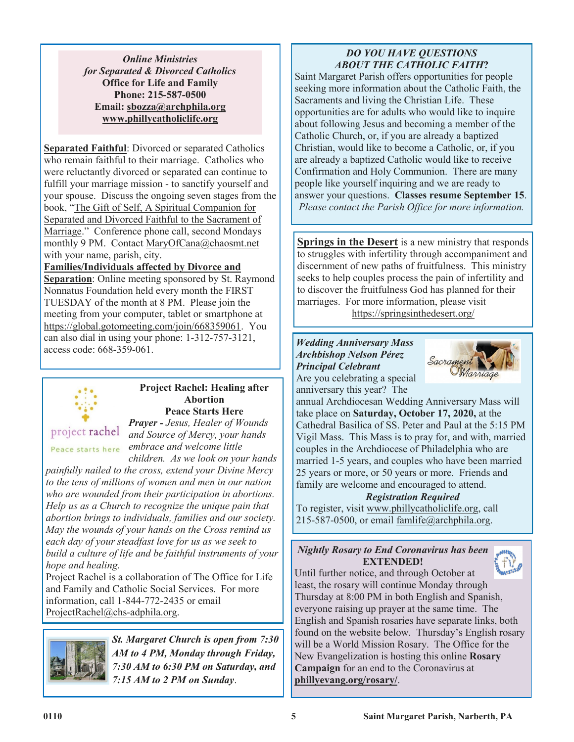***Online Ministries***
***for Separated & Divorced Catholics***
**Office for Life and Family**
**Phone: 215-587-0500**
**Email: sbozza@archphila.org**
**www.phillycatholiclife.org**

**Separated Faithful**: Divorced or separated Catholics who remain faithful to their marriage. Catholics who were reluctantly divorced or separated can continue to fulfill your marriage mission - to sanctify yourself and your spouse. Discuss the ongoing seven stages from the book, "The Gift of Self, A Spiritual Companion for Separated and Divorced Faithful to the Sacrament of Marriage." Conference phone call, second Mondays monthly 9 PM. Contact MaryOfCana@chaosmt.net with your name, parish, city.

**Families/Individuals affected by Divorce and Separation**: Online meeting sponsored by St. Raymond Nonnatus Foundation held every month the FIRST TUESDAY of the month at 8 PM. Please join the meeting from your computer, tablet or smartphone at https://global.gotomeeting.com/join/668359061. You can also dial in using your phone: 1-312-757-3121, access code: 668-359-061.

## Project Rachel: Healing after Abortion
## Peace Starts Here

project rachel
Peace starts here

***Prayer -*** *Jesus, Healer of Wounds and Source of Mercy, your hands embrace and welcome little children. As we look on your hands painfully nailed to the cross, extend your Divine Mercy to the tens of millions of women and men in our nation who are wounded from their participation in abortions. Help us as a Church to recognize the unique pain that abortion brings to individuals, families and our society. May the wounds of your hands on the Cross remind us each day of your steadfast love for us as we seek to build a culture of life and be faithful instruments of your hope and healing.*

Project Rachel is a collaboration of The Office for Life and Family and Catholic Social Services. For more information, call 1-844-772-2435 or email ProjectRachel@chs-adphila.org.

***St. Margaret Church is open from 7:30 AM to 4 PM, Monday through Friday, 7:30 AM to 6:30 PM on Saturday, and 7:15 AM to 2 PM on Sunday.***

## *DO YOU HAVE QUESTIONS ABOUT THE CATHOLIC FAITH?*

Saint Margaret Parish offers opportunities for people seeking more information about the Catholic Faith, the Sacraments and living the Christian Life. These opportunities are for adults who would like to inquire about following Jesus and becoming a member of the Catholic Church, or, if you are already a baptized Christian, would like to become a Catholic, or, if you are already a baptized Catholic would like to receive Confirmation and Holy Communion. There are many people like yourself inquiring and we are ready to answer your questions. **Classes resume September 15**. *Please contact the Parish Office for more information.*

**Springs in the Desert** is a new ministry that responds to struggles with infertility through accompaniment and discernment of new paths of fruitfulness. This ministry seeks to help couples process the pain of infertility and to discover the fruitfulness God has planned for their marriages. For more information, please visit https://springsinthedesert.org/

***Wedding Anniversary Mass***
***Archbishop Nelson Pérez***
***Principal Celebrant***

Are you celebrating a special anniversary this year? The annual Archdiocesan Wedding Anniversary Mass will take place on **Saturday, October 17, 2020,** at the Cathedral Basilica of SS. Peter and Paul at the 5:15 PM Vigil Mass. This Mass is to pray for, and with, married couples in the Archdiocese of Philadelphia who are married 1-5 years, and couples who have been married 25 years or more, or 50 years or more. Friends and family are welcome and encouraged to attend.

***Registration Required***

To register, visit www.phillycatholiclife.org, call 215-587-0500, or email famlife@archphila.org.

***Nightly Rosary to End Coronavirus has been* EXTENDED!**

Until further notice, and through October at least, the rosary will continue Monday through Thursday at 8:00 PM in both English and Spanish, everyone raising up prayer at the same time. The English and Spanish rosaries have separate links, both found on the website below. Thursday's English rosary will be a World Mission Rosary. The Office for the New Evangelization is hosting this online **Rosary Campaign** for an end to the Coronavirus at **phillyevang.org/rosary/**.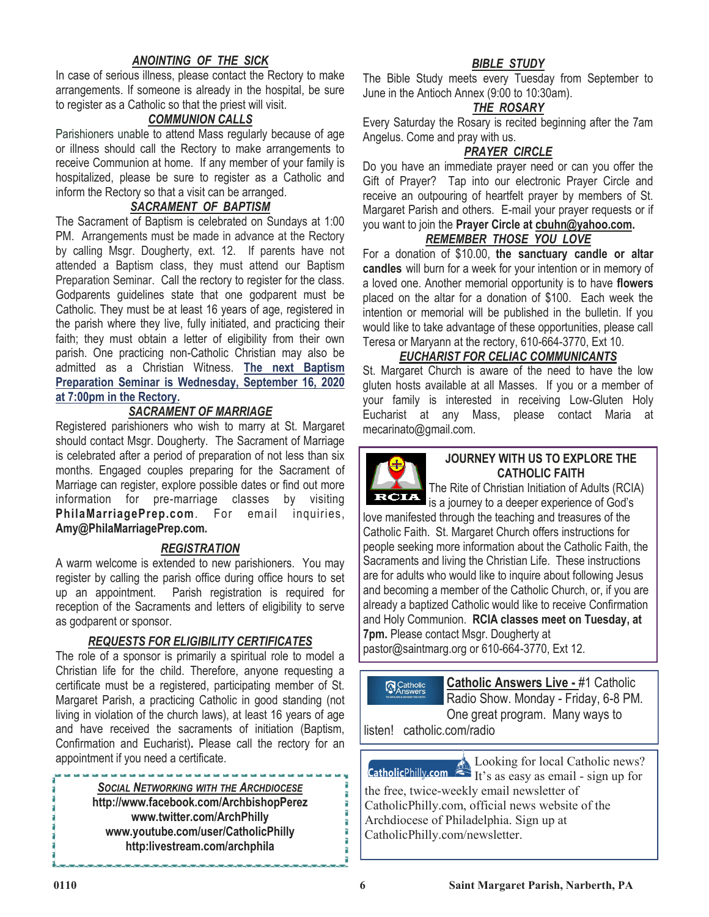## *ANOINTING OF THE SICK*

In case of serious illness, please contact the Rectory to make arrangements. If someone is already in the hospital, be sure to register as a Catholic so that the priest will visit.

## *COMMUNION CALLS*

Parishioners unable to attend Mass regularly because of age or illness should call the Rectory to make arrangements to receive Communion at home. If any member of your family is hospitalized, please be sure to register as a Catholic and inform the Rectory so that a visit can be arranged.

## *SACRAMENT OF BAPTISM*

The Sacrament of Baptism is celebrated on Sundays at 1:00 PM. Arrangements must be made in advance at the Rectory by calling Msgr. Dougherty, ext. 12. If parents have not attended a Baptism class, they must attend our Baptism Preparation Seminar. Call the rectory to register for the class. Godparents guidelines state that one godparent must be Catholic. They must be at least 16 years of age, registered in the parish where they live, fully initiated, and practicing their faith; they must obtain a letter of eligibility from their own parish. One practicing non-Catholic Christian may also be admitted as a Christian Witness. **The next Baptism Preparation Seminar is Wednesday, September 16, 2020 at 7:00pm in the Rectory.**

## *SACRAMENT OF MARRIAGE*

Registered parishioners who wish to marry at St. Margaret should contact Msgr. Dougherty. The Sacrament of Marriage is celebrated after a period of preparation of not less than six months. Engaged couples preparing for the Sacrament of Marriage can register, explore possible dates or find out more information for pre-marriage classes by visiting **PhilaMarriagePrep.com**. For email inquiries, **Amy@PhilaMarriagePrep.com.**

## *REGISTRATION*

A warm welcome is extended to new parishioners. You may register by calling the parish office during office hours to set up an appointment. Parish registration is required for reception of the Sacraments and letters of eligibility to serve as godparent or sponsor.

## *REQUESTS FOR ELIGIBILITY CERTIFICATES*

The role of a sponsor is primarily a spiritual role to model a Christian life for the child. Therefore, anyone requesting a certificate must be a registered, participating member of St. Margaret Parish, a practicing Catholic in good standing (not living in violation of the church laws), at least 16 years of age and have received the sacraments of initiation (Baptism, Confirmation and Eucharist). Please call the rectory for an appointment if you need a certificate.

*SOCIAL NETWORKING WITH THE ARCHDIOCESE*

**http://www.facebook.com/ArchbishopPerez**
**www.twitter.com/ArchPhilly**
**www.youtube.com/user/CatholicPhilly**
**http:livestream.com/archphila**

## *BIBLE STUDY*

The Bible Study meets every Tuesday from September to June in the Antioch Annex (9:00 to 10:30am).

## *THE ROSARY*

Every Saturday the Rosary is recited beginning after the 7am Angelus. Come and pray with us.

## *PRAYER CIRCLE*

Do you have an immediate prayer need or can you offer the Gift of Prayer? Tap into our electronic Prayer Circle and receive an outpouring of heartfelt prayer by members of St. Margaret Parish and others. E-mail your prayer requests or if you want to join the **Prayer Circle at cbuhn@yahoo.com.**

## *REMEMBER THOSE YOU LOVE*

For a donation of $10.00, **the sanctuary candle or altar candles** will burn for a week for your intention or in memory of a loved one. Another memorial opportunity is to have **flowers** placed on the altar for a donation of $100. Each week the intention or memorial will be published in the bulletin. If you would like to take advantage of these opportunities, please call Teresa or Maryann at the rectory, 610-664-3770, Ext 10.

## *EUCHARIST FOR CELIAC COMMUNICANTS*

St. Margaret Church is aware of the need to have the low gluten hosts available at all Masses. If you or a member of your family is interested in receiving Low-Gluten Holy Eucharist at any Mass, please contact Maria at mecarinato@gmail.com.

## JOURNEY WITH US TO EXPLORE THE CATHOLIC FAITH

RCIA

The Rite of Christian Initiation of Adults (RCIA) is a journey to a deeper experience of God's love manifested through the teaching and treasures of the Catholic Faith. St. Margaret Church offers instructions for people seeking more information about the Catholic Faith, the Sacraments and living the Christian Life. These instructions are for adults who would like to inquire about following Jesus and becoming a member of the Catholic Church, or, if you are already a baptized Catholic would like to receive Confirmation and Holy Communion. **RCIA classes meet on Tuesday, at 7pm.** Please contact Msgr. Dougherty at pastor@saintmarg.org or 610-664-3770, Ext 12.

**Catholic Answers Live -** #1 Catholic Radio Show. Monday - Friday, 6-8 PM. One great program. Many ways to listen! catholic.com/radio

Looking for local Catholic news? It's as easy as email - sign up for the free, twice-weekly email newsletter of CatholicPhilly.com, official news website of the Archdiocese of Philadelphia. Sign up at CatholicPhilly.com/newsletter.